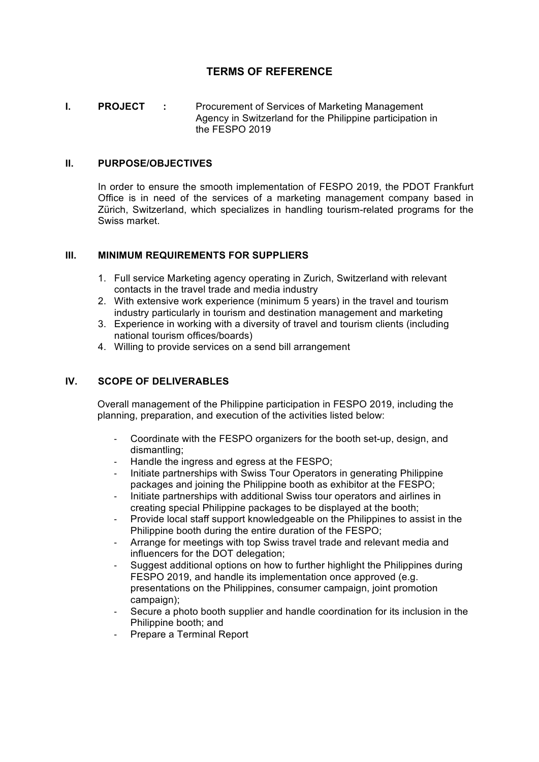# TERMS OF REFERENCE

**I. PROJECT :** Procurement of Services of Marketing Management Agency in Switzerland for the Philippine participation in the FESPO 2019

## II. PURPOSE/OBJECTIVES

In order to ensure the smooth implementation of FESPO 2019, the PDOT Frankfurt Office is in need of the services of a marketing management company based in Zürich, Switzerland, which specializes in handling tourism-related programs for the Swiss market.

## III. MINIMUM REQUIREMENTS FOR SUPPLIERS

1. Full service Marketing agency operating in Zurich, Switzerland with relevant contacts in the travel trade and media industry
2. With extensive work experience (minimum 5 years) in the travel and tourism industry particularly in tourism and destination management and marketing
3. Experience in working with a diversity of travel and tourism clients (including national tourism offices/boards)
4. Willing to provide services on a send bill arrangement

## IV. SCOPE OF DELIVERABLES

Overall management of the Philippine participation in FESPO 2019, including the planning, preparation, and execution of the activities listed below:

- Coordinate with the FESPO organizers for the booth set-up, design, and dismantling;
- Handle the ingress and egress at the FESPO;
- Initiate partnerships with Swiss Tour Operators in generating Philippine packages and joining the Philippine booth as exhibitor at the FESPO;
- Initiate partnerships with additional Swiss tour operators and airlines in creating special Philippine packages to be displayed at the booth;
- Provide local staff support knowledgeable on the Philippines to assist in the Philippine booth during the entire duration of the FESPO;
- Arrange for meetings with top Swiss travel trade and relevant media and influencers for the DOT delegation;
- Suggest additional options on how to further highlight the Philippines during FESPO 2019, and handle its implementation once approved (e.g. presentations on the Philippines, consumer campaign, joint promotion campaign);
- Secure a photo booth supplier and handle coordination for its inclusion in the Philippine booth; and
- Prepare a Terminal Report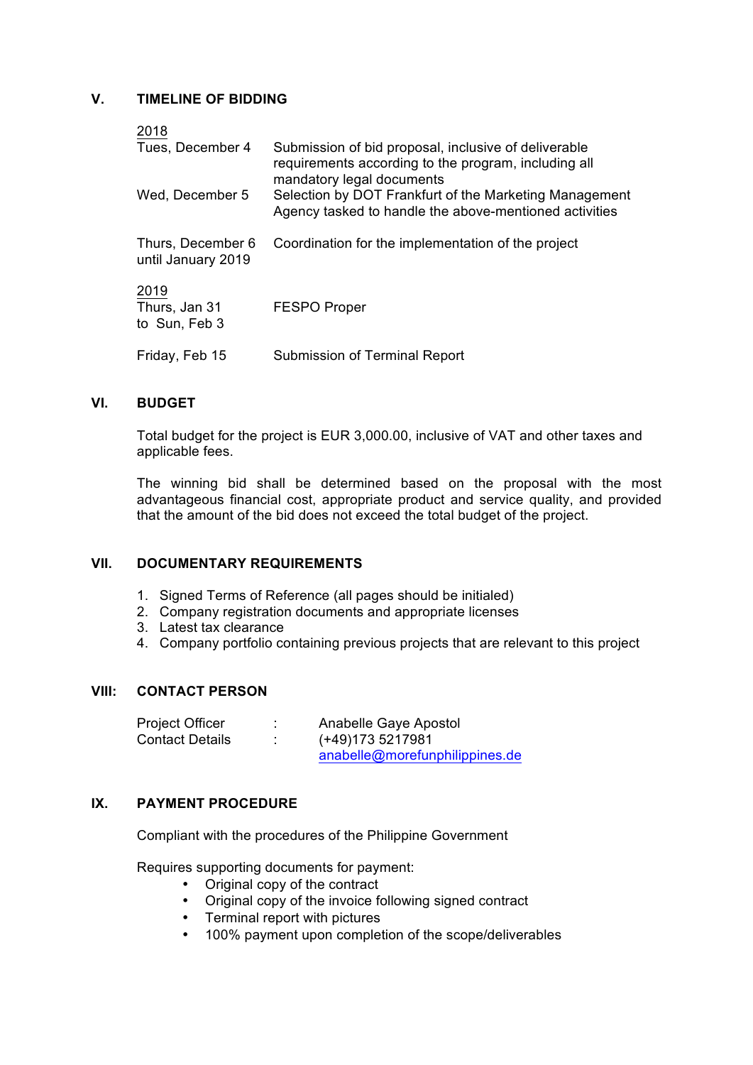## V. TIMELINE OF BIDDING

| | |
|---|---|
| 2018 | |
| Tues, December 4 | Submission of bid proposal, inclusive of deliverable requirements according to the program, including all mandatory legal documents |
| Wed, December 5 | Selection by DOT Frankfurt of the Marketing Management Agency tasked to handle the above-mentioned activities |
| Thurs, December 6 until January 2019 | Coordination for the implementation of the project |
| 2019 | |
| Thurs, Jan 31 to Sun, Feb 3 | FESPO Proper |
| Friday, Feb 15 | Submission of Terminal Report |

## VI. BUDGET

Total budget for the project is EUR 3,000.00, inclusive of VAT and other taxes and applicable fees.

The winning bid shall be determined based on the proposal with the most advantageous financial cost, appropriate product and service quality, and provided that the amount of the bid does not exceed the total budget of the project.

## VII. DOCUMENTARY REQUIREMENTS

1. Signed Terms of Reference (all pages should be initialed)
2. Company registration documents and appropriate licenses
3. Latest tax clearance
4. Company portfolio containing previous projects that are relevant to this project

## VIII: CONTACT PERSON

| | | |
|---|---|---|
| Project Officer | : | Anabelle Gaye Apostol |
| Contact Details | : | (+49)173 5217981<br>anabelle@morefunphilippines.de |

## IX. PAYMENT PROCEDURE

Compliant with the procedures of the Philippine Government

Requires supporting documents for payment:

- Original copy of the contract
- Original copy of the invoice following signed contract
- Terminal report with pictures
- 100% payment upon completion of the scope/deliverables